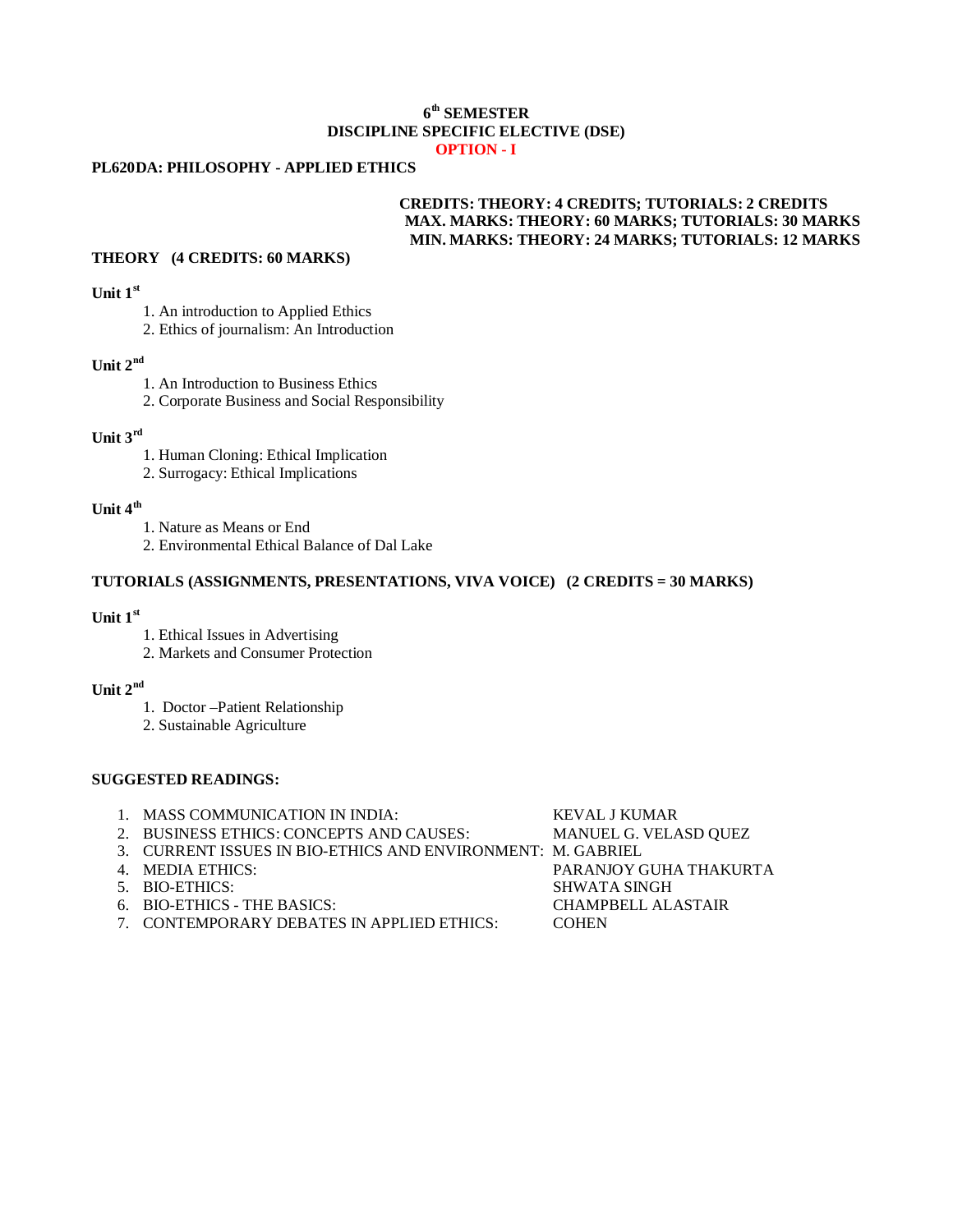# 6th SEMESTER

## DISCIPLINE SPECIFIC ELECTIVE (DSE)

### OPTION - I

**PL620DA: PHILOSOPHY - APPLIED ETHICS**

**CREDITS: THEORY: 4 CREDITS; TUTORIALS: 2 CREDITS**
**MAX. MARKS: THEORY: 60 MARKS; TUTORIALS: 30 MARKS**
**MIN. MARKS: THEORY: 24 MARKS; TUTORIALS: 12 MARKS**

**THEORY (4 CREDITS: 60 MARKS)**

**Unit 1st**

1. An introduction to Applied Ethics
2. Ethics of journalism: An Introduction

**Unit 2nd**

1. An Introduction to Business Ethics
2. Corporate Business and Social Responsibility

**Unit 3rd**

1. Human Cloning: Ethical Implication
2. Surrogacy: Ethical Implications

**Unit 4th**

1. Nature as Means or End
2. Environmental Ethical Balance of Dal Lake

**TUTORIALS (ASSIGNMENTS, PRESENTATIONS, VIVA VOICE) (2 CREDITS = 30 MARKS)**

**Unit 1st**

1. Ethical Issues in Advertising
2. Markets and Consumer Protection

**Unit 2nd**

1. Doctor –Patient Relationship
2. Sustainable Agriculture

**SUGGESTED READINGS:**

1. MASS COMMUNICATION IN INDIA: KEVAL J KUMAR
2. BUSINESS ETHICS: CONCEPTS AND CAUSES: MANUEL G. VELASD QUEZ
3. CURRENT ISSUES IN BIO-ETHICS AND ENVIRONMENT: M. GABRIEL
4. MEDIA ETHICS: PARANJOY GUHA THAKURTA
5. BIO-ETHICS: SHWATA SINGH
6. BIO-ETHICS - THE BASICS: CHAMPBELL ALASTAIR
7. CONTEMPORARY DEBATES IN APPLIED ETHICS: COHEN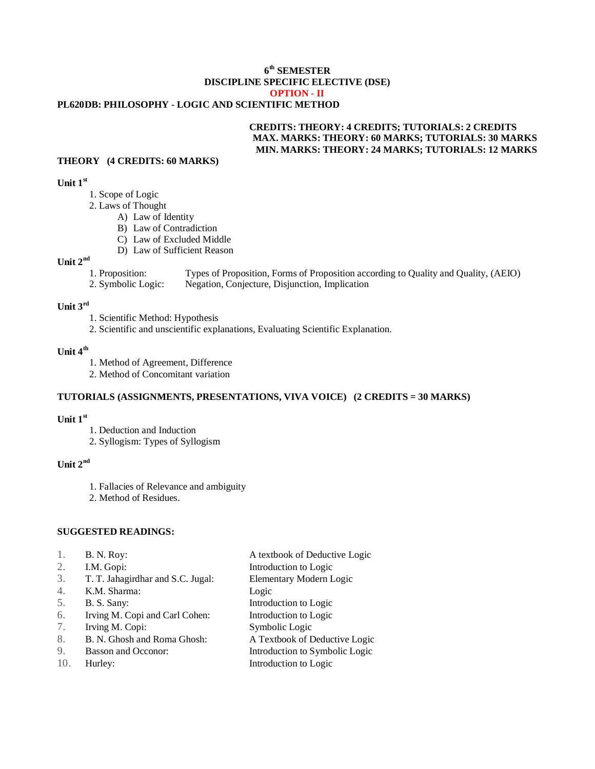**6th SEMESTER**
**DISCIPLINE SPECIFIC ELECTIVE (DSE)**
**OPTION - II**

**PL620DB: PHILOSOPHY - LOGIC AND SCIENTIFIC METHOD**

**CREDITS: THEORY: 4 CREDITS; TUTORIALS: 2 CREDITS**
**MAX. MARKS: THEORY: 60 MARKS; TUTORIALS: 30 MARKS**
**MIN. MARKS: THEORY: 24 MARKS; TUTORIALS: 12 MARKS**

**THEORY (4 CREDITS: 60 MARKS)**

**Unit 1st**

1. Scope of Logic
2. Laws of Thought
   - A) Law of Identity
   - B) Law of Contradiction
   - C) Law of Excluded Middle
   - D) Law of Sufficient Reason

**Unit 2nd**

1. Proposition: Types of Proposition, Forms of Proposition according to Quality and Quality, (AEIO)
2. Symbolic Logic: Negation, Conjecture, Disjunction, Implication

**Unit 3rd**

1. Scientific Method: Hypothesis
2. Scientific and unscientific explanations, Evaluating Scientific Explanation.

**Unit 4th**

1. Method of Agreement, Difference
2. Method of Concomitant variation

**TUTORIALS (ASSIGNMENTS, PRESENTATIONS, VIVA VOICE) (2 CREDITS = 30 MARKS)**

**Unit 1st**

1. Deduction and Induction
2. Syllogism: Types of Syllogism

**Unit 2nd**

1. Fallacies of Relevance and ambiguity
2. Method of Residues.

**SUGGESTED READINGS:**

| | | |
|---|---|---|
| 1. | B. N. Roy: | A textbook of Deductive Logic |
| 2. | I.M. Gopi: | Introduction to Logic |
| 3. | T. T. Jahagirdhar and S.C. Jugal: | Elementary Modern Logic |
| 4. | K.M. Sharma: | Logic |
| 5. | B. S. Sany: | Introduction to Logic |
| 6. | Irving M. Copi and Carl Cohen: | Introduction to Logic |
| 7. | Irving M. Copi: | Symbolic Logic |
| 8. | B. N. Ghosh and Roma Ghosh: | A Textbook of Deductive Logic |
| 9. | Basson and Occonor: | Introduction to Symbolic Logic |
| 10. | Hurley: | Introduction to Logic |